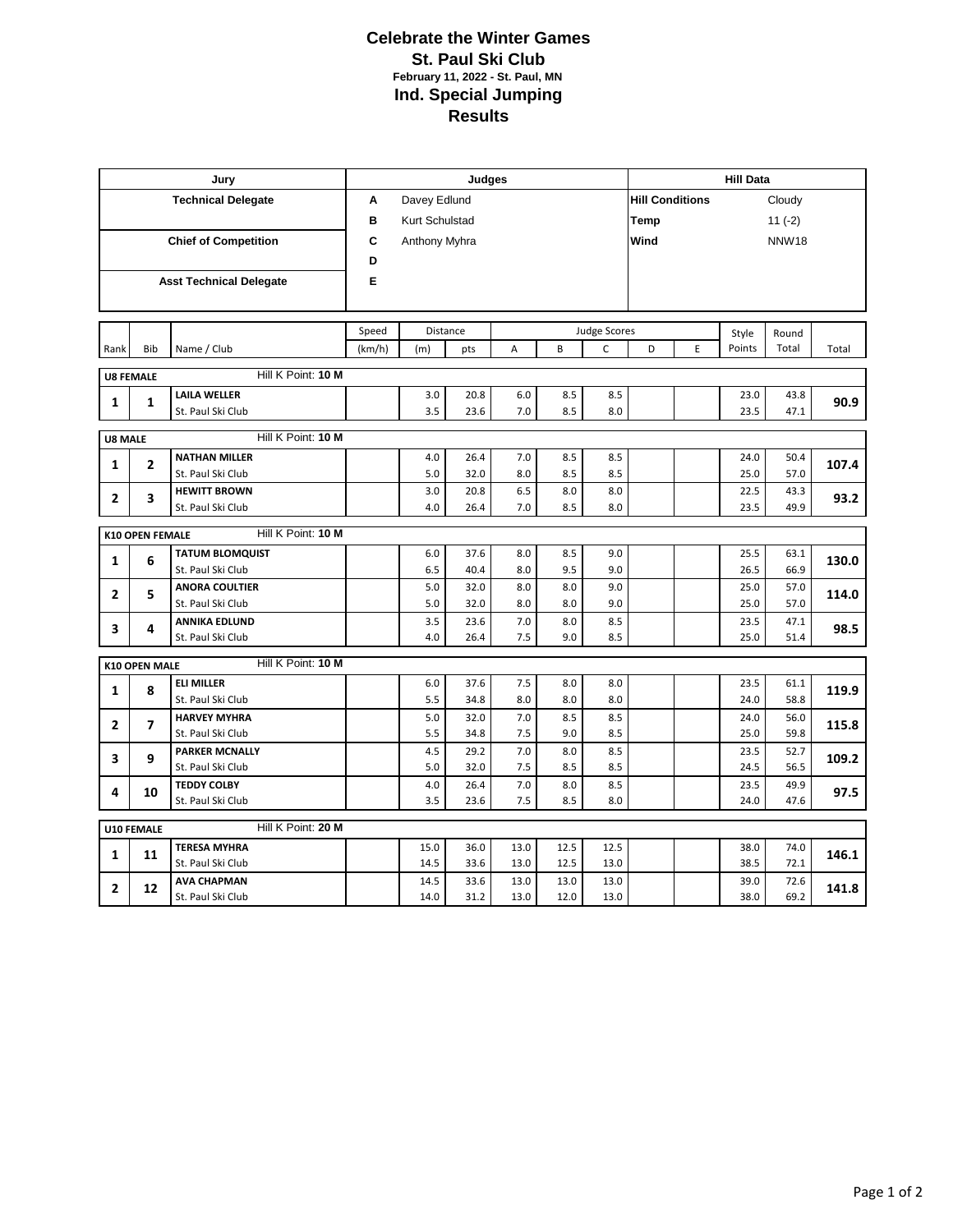# Celebrate the Winter Games

## St. Paul Ski Club

**February 11, 2022 - St. Paul, MN**

## Ind. Special Jumping

## Results

| Jury | Judges | | Hill Data | |
|---|---|---|---|---|
| **Technical Delegate** | **A** | Davey Edlund | **Hill Conditions** | Cloudy |
| | **B** | Kurt Schulstad | **Temp** | 11 (-2) |
| **Chief of Competition** | **C** | Anthony Myhra | **Wind** | NNW18 |
| | **D** | | | |
| **Asst Technical Delegate** | **E** | | | |

| Rank | Bib | Name / Club | Speed (km/h) | Distance (m) | Distance pts | Judge Scores A | B | C | D | E | Style Points | Round Total | Total |
|---|---|---|---|---|---|---|---|---|---|---|---|---|---|
| **U8 FEMALE** | | Hill K Point: **10 M** | | | | | | | | | | | |
| **1** | **1** | **LAILA WELLER** | | 3.0 | 20.8 | 6.0 | 8.5 | 8.5 | | | 23.0 | 43.8 | **90.9** |
| | | St. Paul Ski Club | | 3.5 | 23.6 | 7.0 | 8.5 | 8.0 | | | 23.5 | 47.1 | |
| **U8 MALE** | | Hill K Point: **10 M** | | | | | | | | | | | |
| **1** | **2** | **NATHAN MILLER** | | 4.0 | 26.4 | 7.0 | 8.5 | 8.5 | | | 24.0 | 50.4 | **107.4** |
| | | St. Paul Ski Club | | 5.0 | 32.0 | 8.0 | 8.5 | 8.5 | | | 25.0 | 57.0 | |
| **2** | **3** | **HEWITT BROWN** | | 3.0 | 20.8 | 6.5 | 8.0 | 8.0 | | | 22.5 | 43.3 | **93.2** |
| | | St. Paul Ski Club | | 4.0 | 26.4 | 7.0 | 8.5 | 8.0 | | | 23.5 | 49.9 | |
| **K10 OPEN FEMALE** | | Hill K Point: **10 M** | | | | | | | | | | | |
| **1** | **6** | **TATUM BLOMQUIST** | | 6.0 | 37.6 | 8.0 | 8.5 | 9.0 | | | 25.5 | 63.1 | **130.0** |
| | | St. Paul Ski Club | | 6.5 | 40.4 | 8.0 | 9.5 | 9.0 | | | 26.5 | 66.9 | |
| **2** | **5** | **ANORA COULTIER** | | 5.0 | 32.0 | 8.0 | 8.0 | 9.0 | | | 25.0 | 57.0 | **114.0** |
| | | St. Paul Ski Club | | 5.0 | 32.0 | 8.0 | 8.0 | 9.0 | | | 25.0 | 57.0 | |
| **3** | **4** | **ANNIKA EDLUND** | | 3.5 | 23.6 | 7.0 | 8.0 | 8.5 | | | 23.5 | 47.1 | **98.5** |
| | | St. Paul Ski Club | | 4.0 | 26.4 | 7.5 | 9.0 | 8.5 | | | 25.0 | 51.4 | |
| **K10 OPEN MALE** | | Hill K Point: **10 M** | | | | | | | | | | | |
| **1** | **8** | **ELI MILLER** | | 6.0 | 37.6 | 7.5 | 8.0 | 8.0 | | | 23.5 | 61.1 | **119.9** |
| | | St. Paul Ski Club | | 5.5 | 34.8 | 8.0 | 8.0 | 8.0 | | | 24.0 | 58.8 | |
| **2** | **7** | **HARVEY MYHRA** | | 5.0 | 32.0 | 7.0 | 8.5 | 8.5 | | | 24.0 | 56.0 | **115.8** |
| | | St. Paul Ski Club | | 5.5 | 34.8 | 7.5 | 9.0 | 8.5 | | | 25.0 | 59.8 | |
| **3** | **9** | **PARKER MCNALLY** | | 4.5 | 29.2 | 7.0 | 8.0 | 8.5 | | | 23.5 | 52.7 | **109.2** |
| | | St. Paul Ski Club | | 5.0 | 32.0 | 7.5 | 8.5 | 8.5 | | | 24.5 | 56.5 | |
| **4** | **10** | **TEDDY COLBY** | | 4.0 | 26.4 | 7.0 | 8.0 | 8.5 | | | 23.5 | 49.9 | **97.5** |
| | | St. Paul Ski Club | | 3.5 | 23.6 | 7.5 | 8.5 | 8.0 | | | 24.0 | 47.6 | |
| **U10 FEMALE** | | Hill K Point: **20 M** | | | | | | | | | | | |
| **1** | **11** | **TERESA MYHRA** | | 15.0 | 36.0 | 13.0 | 12.5 | 12.5 | | | 38.0 | 74.0 | **146.1** |
| | | St. Paul Ski Club | | 14.5 | 33.6 | 13.0 | 12.5 | 13.0 | | | 38.5 | 72.1 | |
| **2** | **12** | **AVA CHAPMAN** | | 14.5 | 33.6 | 13.0 | 13.0 | 13.0 | | | 39.0 | 72.6 | **141.8** |
| | | St. Paul Ski Club | | 14.0 | 31.2 | 13.0 | 12.0 | 13.0 | | | 38.0 | 69.2 | |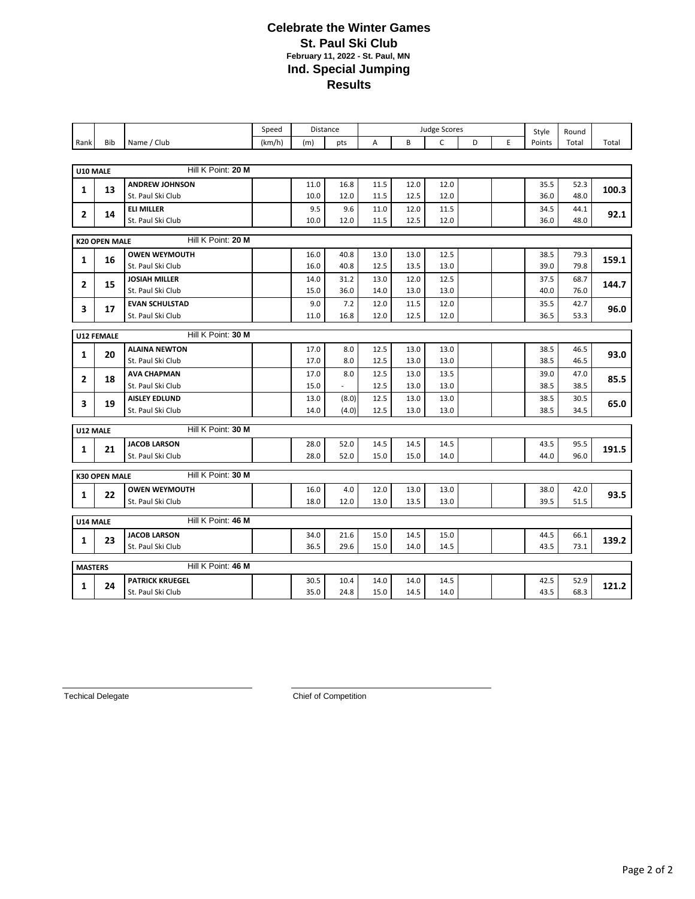# Celebrate the Winter Games

## St. Paul Ski Club

**February 11, 2022 - St. Paul, MN**

## Ind. Special Jumping

## Results

| Rank | Bib | Name / Club | Speed (km/h) | Distance (m) | Distance pts | Judge A | Judge B | Judge C | Judge D | Judge E | Style Points | Round Total | Total |
|---|---|---|---|---|---|---|---|---|---|---|---|---|---|
| **U10 MALE** | | Hill K Point: **20 M** | | | | | | | | | | | |
| **1** | **13** | **ANDREW JOHNSON** | | 11.0 | 16.8 | 11.5 | 12.0 | 12.0 | | | 35.5 | 52.3 | **100.3** |
| | | St. Paul Ski Club | | 10.0 | 12.0 | 11.5 | 12.5 | 12.0 | | | 36.0 | 48.0 | |
| **2** | **14** | **ELI MILLER** | | 9.5 | 9.6 | 11.0 | 12.0 | 11.5 | | | 34.5 | 44.1 | **92.1** |
| | | St. Paul Ski Club | | 10.0 | 12.0 | 11.5 | 12.5 | 12.0 | | | 36.0 | 48.0 | |
| **K20 OPEN MALE** | | Hill K Point: **20 M** | | | | | | | | | | | |
| **1** | **16** | **OWEN WEYMOUTH** | | 16.0 | 40.8 | 13.0 | 13.0 | 12.5 | | | 38.5 | 79.3 | **159.1** |
| | | St. Paul Ski Club | | 16.0 | 40.8 | 12.5 | 13.5 | 13.0 | | | 39.0 | 79.8 | |
| **2** | **15** | **JOSIAH MILLER** | | 14.0 | 31.2 | 13.0 | 12.0 | 12.5 | | | 37.5 | 68.7 | **144.7** |
| | | St. Paul Ski Club | | 15.0 | 36.0 | 14.0 | 13.0 | 13.0 | | | 40.0 | 76.0 | |
| **3** | **17** | **EVAN SCHULSTAD** | | 9.0 | 7.2 | 12.0 | 11.5 | 12.0 | | | 35.5 | 42.7 | **96.0** |
| | | St. Paul Ski Club | | 11.0 | 16.8 | 12.0 | 12.5 | 12.0 | | | 36.5 | 53.3 | |
| **U12 FEMALE** | | Hill K Point: **30 M** | | | | | | | | | | | |
| **1** | **20** | **ALAINA NEWTON** | | 17.0 | 8.0 | 12.5 | 13.0 | 13.0 | | | 38.5 | 46.5 | **93.0** |
| | | St. Paul Ski Club | | 17.0 | 8.0 | 12.5 | 13.0 | 13.0 | | | 38.5 | 46.5 | |
| **2** | **18** | **AVA CHAPMAN** | | 17.0 | 8.0 | 12.5 | 13.0 | 13.5 | | | 39.0 | 47.0 | **85.5** |
| | | St. Paul Ski Club | | 15.0 | - | 12.5 | 13.0 | 13.0 | | | 38.5 | 38.5 | |
| **3** | **19** | **AISLEY EDLUND** | | 13.0 | (8.0) | 12.5 | 13.0 | 13.0 | | | 38.5 | 30.5 | **65.0** |
| | | St. Paul Ski Club | | 14.0 | (4.0) | 12.5 | 13.0 | 13.0 | | | 38.5 | 34.5 | |
| **U12 MALE** | | Hill K Point: **30 M** | | | | | | | | | | | |
| **1** | **21** | **JACOB LARSON** | | 28.0 | 52.0 | 14.5 | 14.5 | 14.5 | | | 43.5 | 95.5 | **191.5** |
| | | St. Paul Ski Club | | 28.0 | 52.0 | 15.0 | 15.0 | 14.0 | | | 44.0 | 96.0 | |
| **K30 OPEN MALE** | | Hill K Point: **30 M** | | | | | | | | | | | |
| **1** | **22** | **OWEN WEYMOUTH** | | 16.0 | 4.0 | 12.0 | 13.0 | 13.0 | | | 38.0 | 42.0 | **93.5** |
| | | St. Paul Ski Club | | 18.0 | 12.0 | 13.0 | 13.5 | 13.0 | | | 39.5 | 51.5 | |
| **U14 MALE** | | Hill K Point: **46 M** | | | | | | | | | | | |
| **1** | **23** | **JACOB LARSON** | | 34.0 | 21.6 | 15.0 | 14.5 | 15.0 | | | 44.5 | 66.1 | **139.2** |
| | | St. Paul Ski Club | | 36.5 | 29.6 | 15.0 | 14.0 | 14.5 | | | 43.5 | 73.1 | |
| **MASTERS** | | Hill K Point: **46 M** | | | | | | | | | | | |
| **1** | **24** | **PATRICK KRUEGEL** | | 30.5 | 10.4 | 14.0 | 14.0 | 14.5 | | | 42.5 | 52.9 | **121.2** |
| | | St. Paul Ski Club | | 35.0 | 24.8 | 15.0 | 14.5 | 14.0 | | | 43.5 | 68.3 | |

Techical Delegate

Chief of Competition